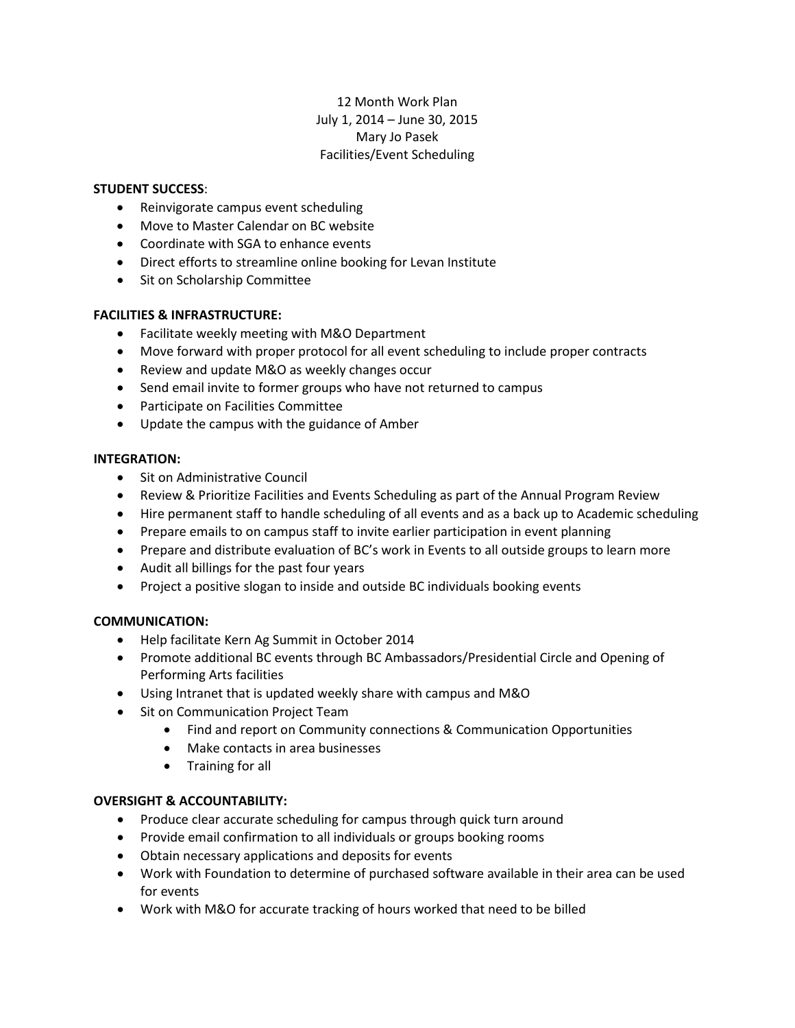# 12 Month Work Plan
## July 1, 2014 – June 30, 2015
## Mary Jo Pasek
## Facilities/Event Scheduling

**STUDENT SUCCESS**:

- Reinvigorate campus event scheduling
- Move to Master Calendar on BC website
- Coordinate with SGA to enhance events
- Direct efforts to streamline online booking for Levan Institute
- Sit on Scholarship Committee

**FACILITIES & INFRASTRUCTURE:**

- Facilitate weekly meeting with M&O Department
- Move forward with proper protocol for all event scheduling to include proper contracts
- Review and update M&O as weekly changes occur
- Send email invite to former groups who have not returned to campus
- Participate on Facilities Committee
- Update the campus with the guidance of Amber

**INTEGRATION:**

- Sit on Administrative Council
- Review & Prioritize Facilities and Events Scheduling as part of the Annual Program Review
- Hire permanent staff to handle scheduling of all events and as a back up to Academic scheduling
- Prepare emails to on campus staff to invite earlier participation in event planning
- Prepare and distribute evaluation of BC's work in Events to all outside groups to learn more
- Audit all billings for the past four years
- Project a positive slogan to inside and outside BC individuals booking events

**COMMUNICATION:**

- Help facilitate Kern Ag Summit in October 2014
- Promote additional BC events through BC Ambassadors/Presidential Circle and Opening of Performing Arts facilities
- Using Intranet that is updated weekly share with campus and M&O
- Sit on Communication Project Team
    - Find and report on Community connections & Communication Opportunities
    - Make contacts in area businesses
    - Training for all

**OVERSIGHT & ACCOUNTABILITY:**

- Produce clear accurate scheduling for campus through quick turn around
- Provide email confirmation to all individuals or groups booking rooms
- Obtain necessary applications and deposits for events
- Work with Foundation to determine of purchased software available in their area can be used for events
- Work with M&O for accurate tracking of hours worked that need to be billed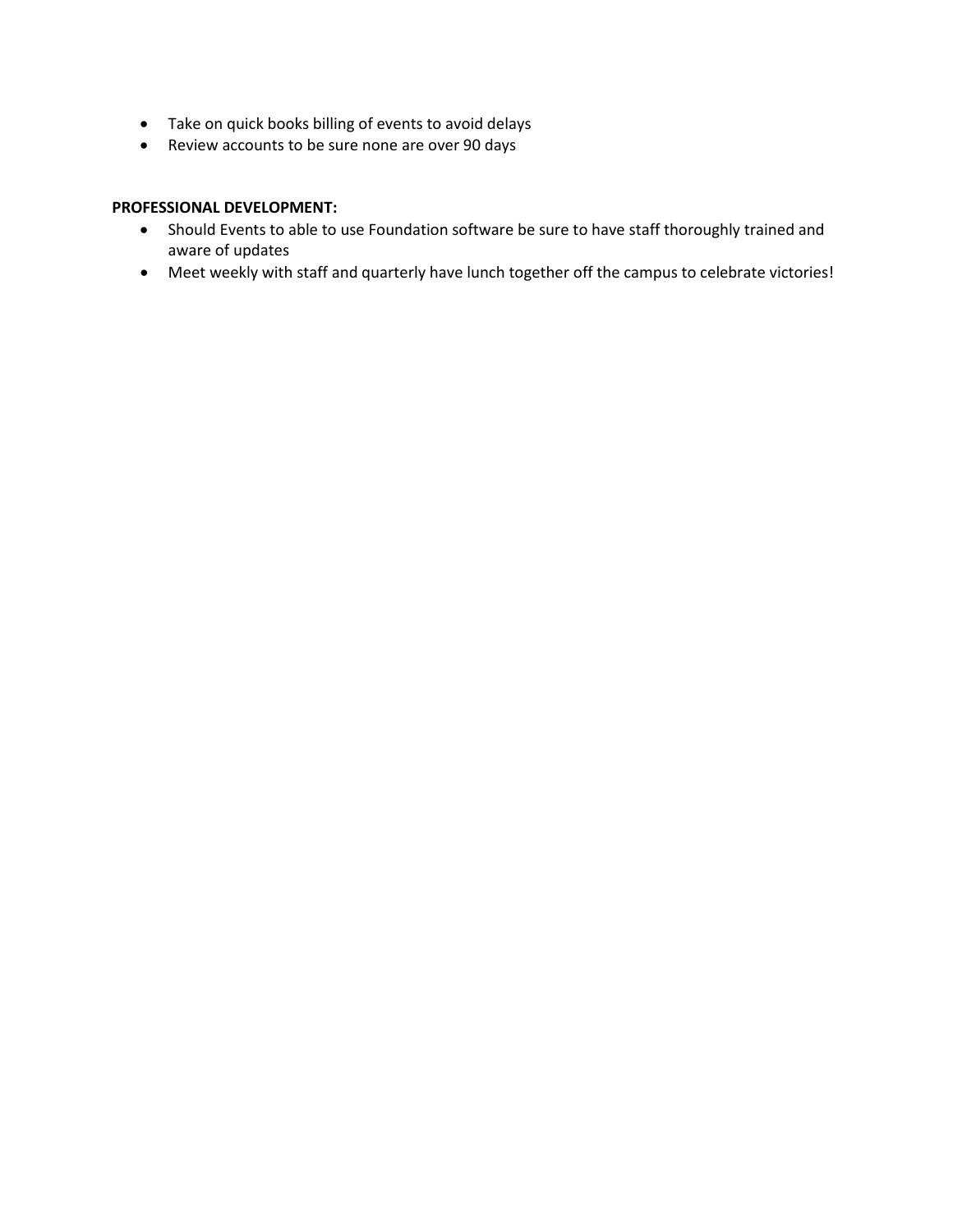- Take on quick books billing of events to avoid delays
- Review accounts to be sure none are over 90 days

**PROFESSIONAL DEVELOPMENT:**

- Should Events to able to use Foundation software be sure to have staff thoroughly trained and aware of updates
- Meet weekly with staff and quarterly have lunch together off the campus to celebrate victories!